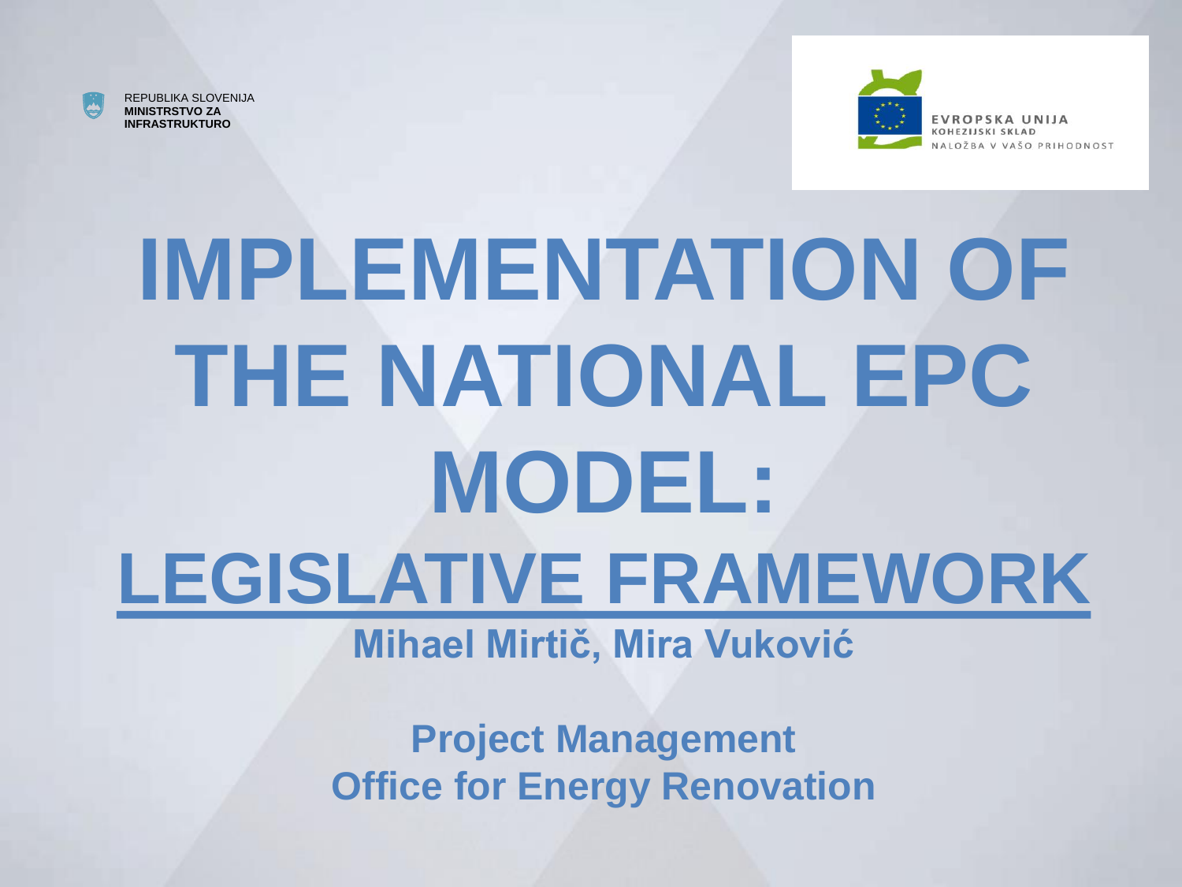REPUBLIKA SLOVENIJA
**MINISTRSTVO ZA INFRASTRUKTURO**

EVROPSKA UNIJA
KOHEZIJSKI SKLAD
NALOŽBA V VAŠO PRIHODNOST

# IMPLEMENTATION OF THE NATIONAL EPC MODEL: LEGISLATIVE FRAMEWORK

**Mihael Mirtič, Mira Vuković**

**Project Management**
**Office for Energy Renovation**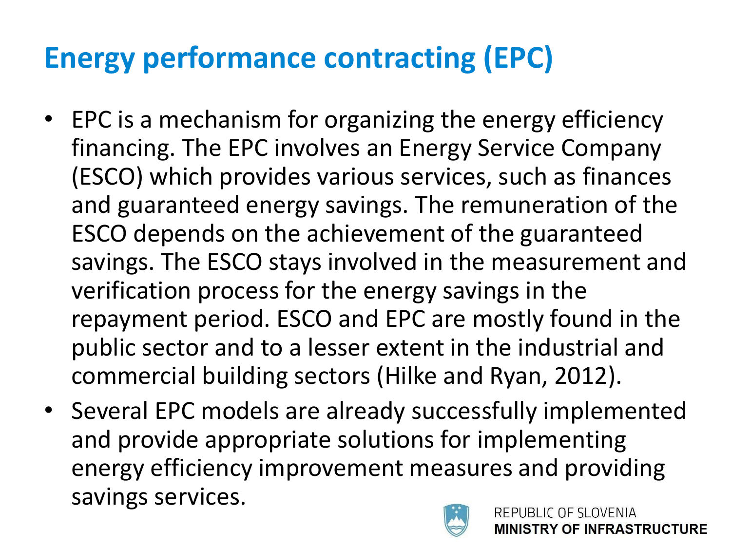# Energy performance contracting (EPC)

- EPC is a mechanism for organizing the energy efficiency financing. The EPC involves an Energy Service Company (ESCO) which provides various services, such as finances and guaranteed energy savings. The remuneration of the ESCO depends on the achievement of the guaranteed savings. The ESCO stays involved in the measurement and verification process for the energy savings in the repayment period. ESCO and EPC are mostly found in the public sector and to a lesser extent in the industrial and commercial building sectors (Hilke and Ryan, 2012).
- Several EPC models are already successfully implemented and provide appropriate solutions for implementing energy efficiency improvement measures and providing savings services.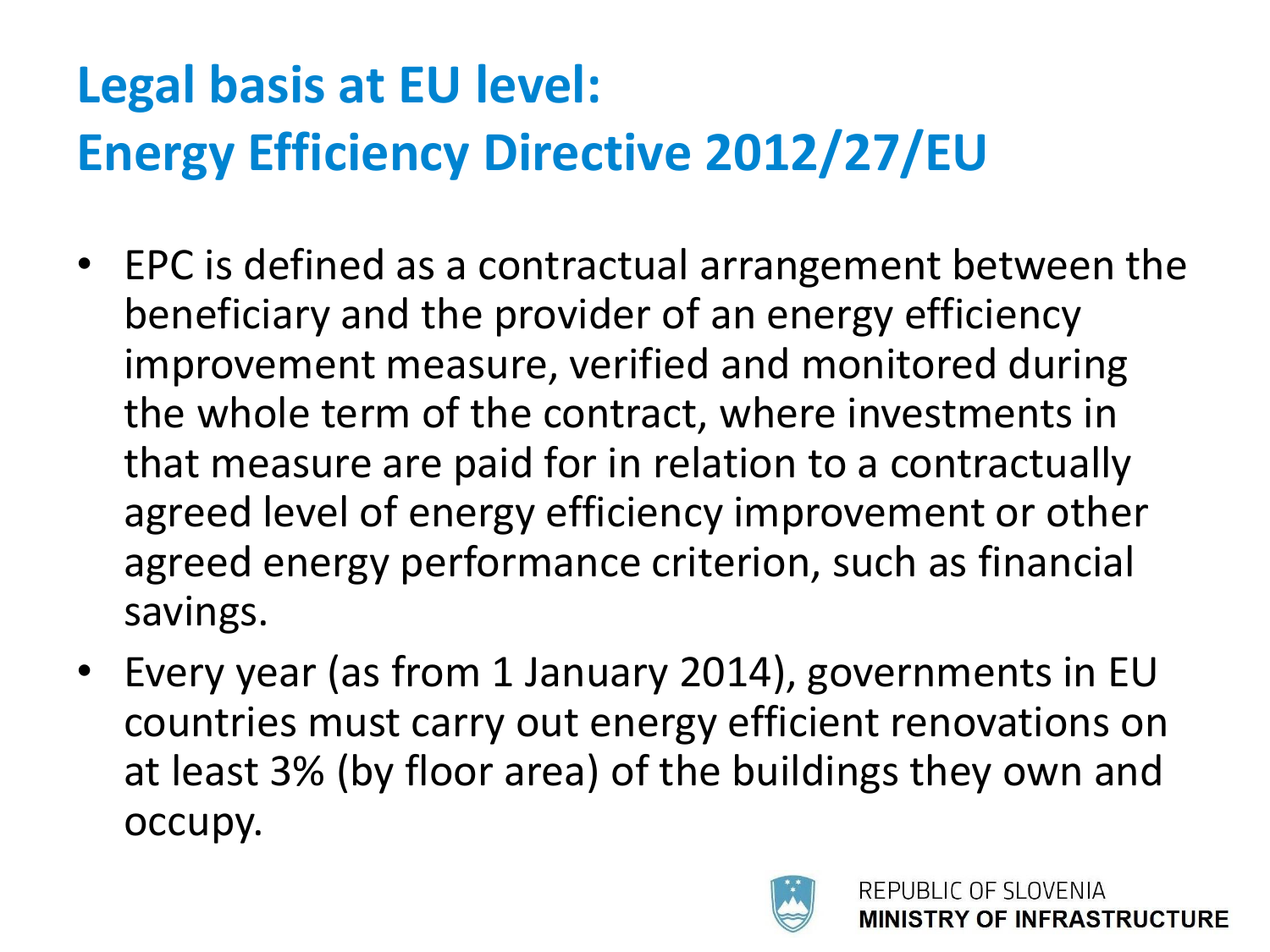# Legal basis at EU level: Energy Efficiency Directive 2012/27/EU

- EPC is defined as a contractual arrangement between the beneficiary and the provider of an energy efficiency improvement measure, verified and monitored during the whole term of the contract, where investments in that measure are paid for in relation to a contractually agreed level of energy efficiency improvement or other agreed energy performance criterion, such as financial savings.
- Every year (as from 1 January 2014), governments in EU countries must carry out energy efficient renovations on at least 3% (by floor area) of the buildings they own and occupy.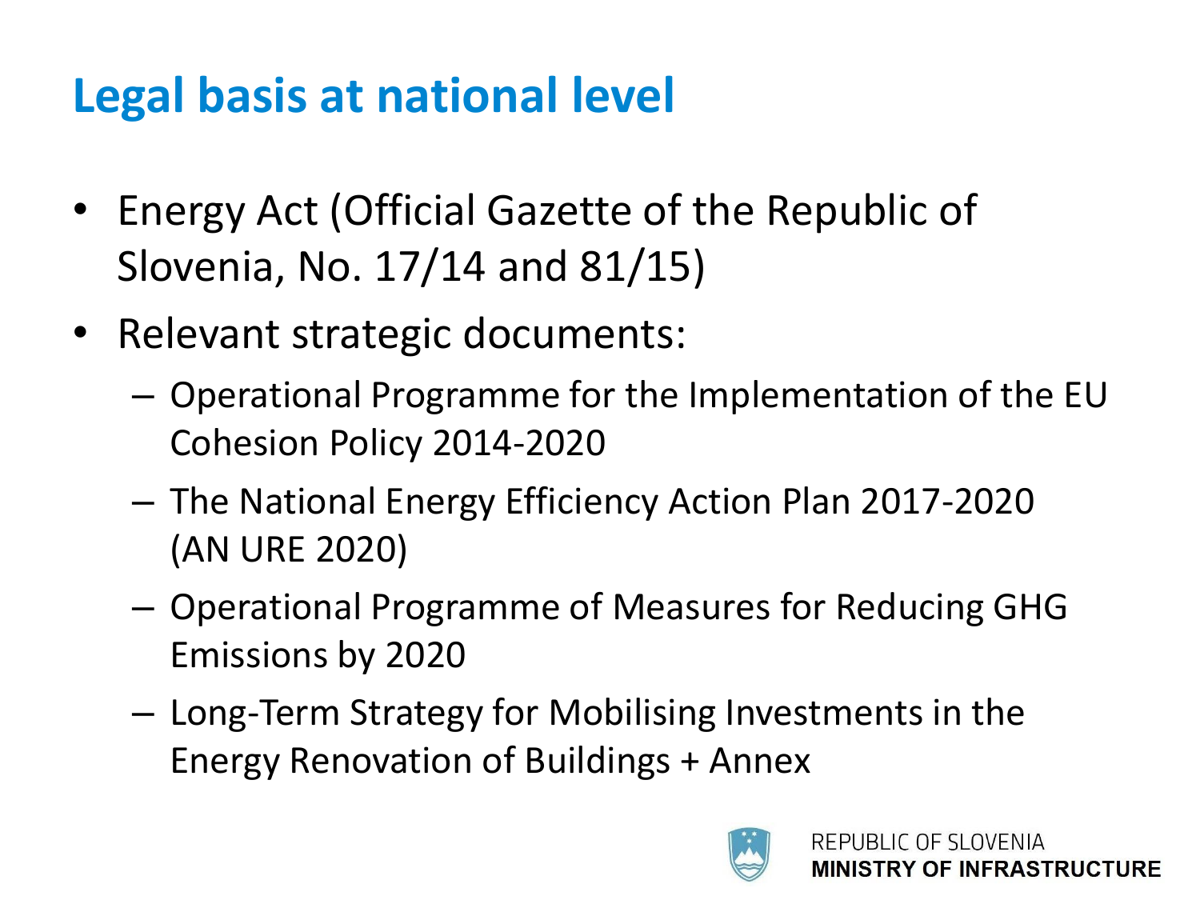# Legal basis at national level

- Energy Act (Official Gazette of the Republic of Slovenia, No. 17/14 and 81/15)
- Relevant strategic documents:
  - Operational Programme for the Implementation of the EU Cohesion Policy 2014-2020
  - The National Energy Efficiency Action Plan 2017-2020 (AN URE 2020)
  - Operational Programme of Measures for Reducing GHG Emissions by 2020
  - Long-Term Strategy for Mobilising Investments in the Energy Renovation of Buildings + Annex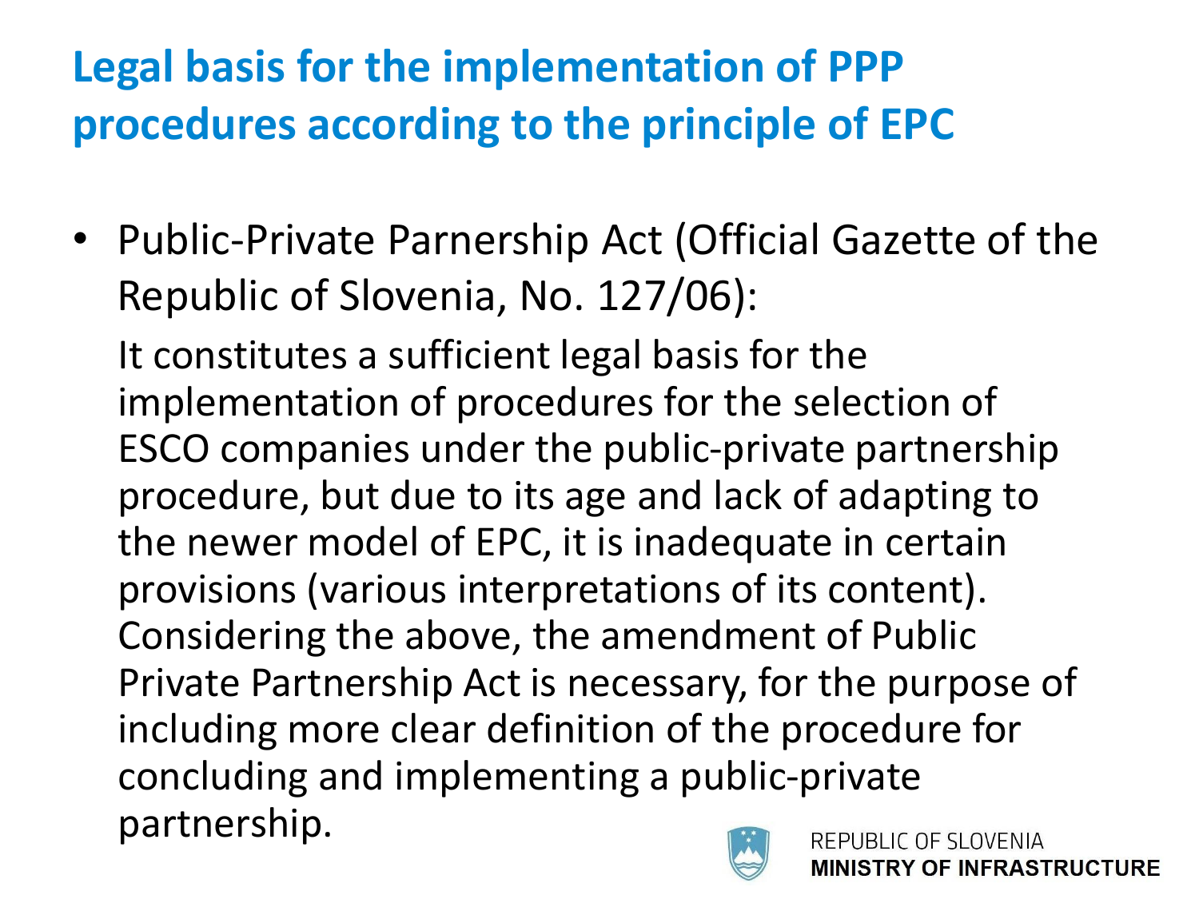## Legal basis for the implementation of PPP procedures according to the principle of EPC

- Public-Private Parnership Act (Official Gazette of the Republic of Slovenia, No. 127/06):

  It constitutes a sufficient legal basis for the implementation of procedures for the selection of ESCO companies under the public-private partnership procedure, but due to its age and lack of adapting to the newer model of EPC, it is inadequate in certain provisions (various interpretations of its content). Considering the above, the amendment of Public Private Partnership Act is necessary, for the purpose of including more clear definition of the procedure for concluding and implementing a public-private partnership.

REPUBLIC OF SLOVENIA
**MINISTRY OF INFRASTRUCTURE**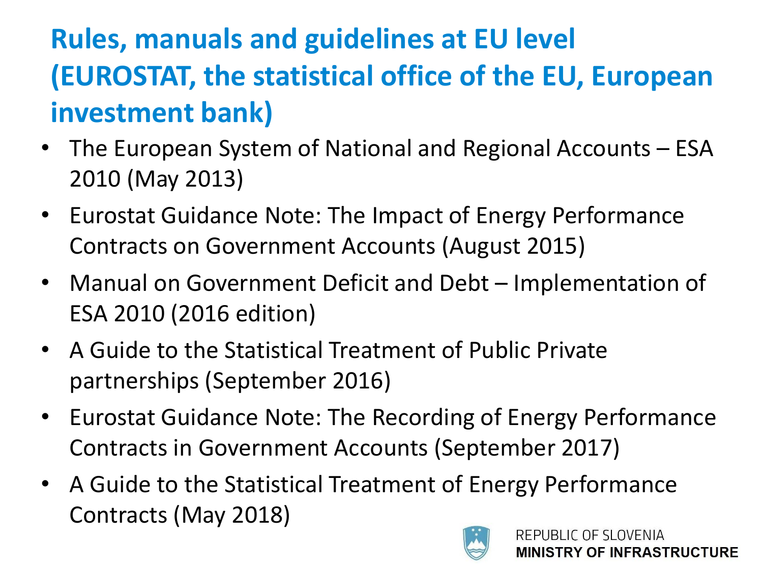# Rules, manuals and guidelines at EU level (EUROSTAT, the statistical office of the EU, European investment bank)

- The European System of National and Regional Accounts – ESA 2010 (May 2013)
- Eurostat Guidance Note: The Impact of Energy Performance Contracts on Government Accounts (August 2015)
- Manual on Government Deficit and Debt – Implementation of ESA 2010 (2016 edition)
- A Guide to the Statistical Treatment of Public Private partnerships (September 2016)
- Eurostat Guidance Note: The Recording of Energy Performance Contracts in Government Accounts (September 2017)
- A Guide to the Statistical Treatment of Energy Performance Contracts (May 2018)

REPUBLIC OF SLOVENIA
**MINISTRY OF INFRASTRUCTURE**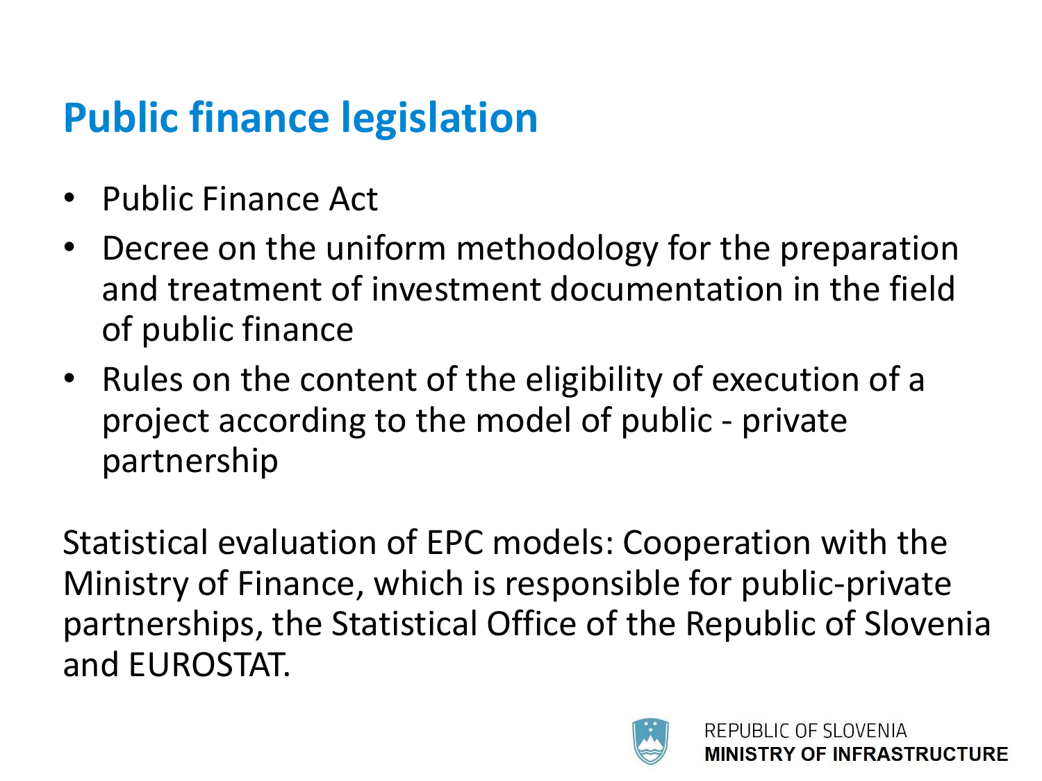# Public finance legislation

- Public Finance Act
- Decree on the uniform methodology for the preparation and treatment of investment documentation in the field of public finance
- Rules on the content of the eligibility of execution of a project according to the model of public - private partnership

Statistical evaluation of EPC models: Cooperation with the Ministry of Finance, which is responsible for public-private partnerships, the Statistical Office of the Republic of Slovenia and EUROSTAT.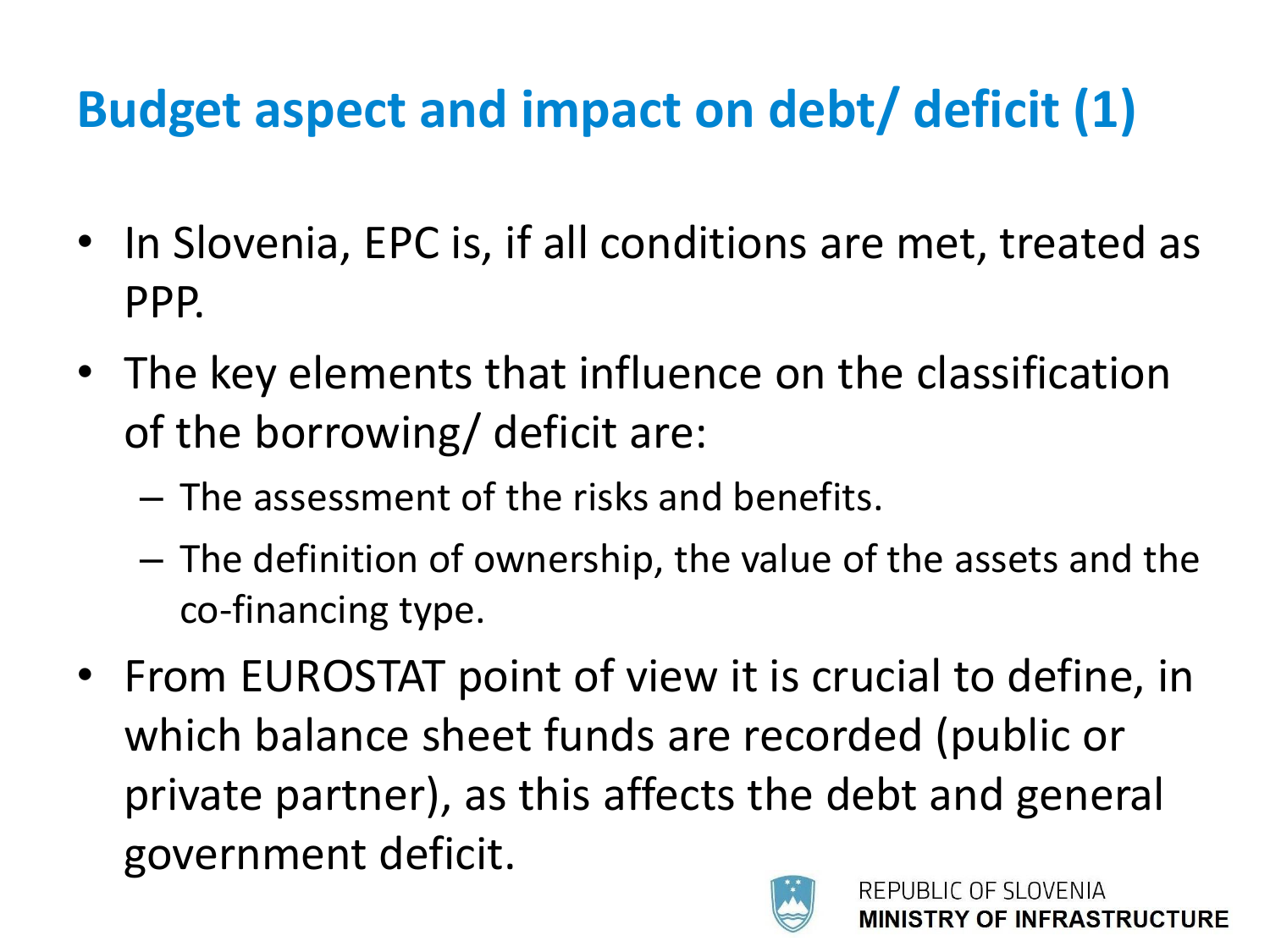# Budget aspect and impact on debt/ deficit (1)

- In Slovenia, EPC is, if all conditions are met, treated as PPP.
- The key elements that influence on the classification of the borrowing/ deficit are:
  - The assessment of the risks and benefits.
  - The definition of ownership, the value of the assets and the co-financing type.
- From EUROSTAT point of view it is crucial to define, in which balance sheet funds are recorded (public or private partner), as this affects the debt and general government deficit.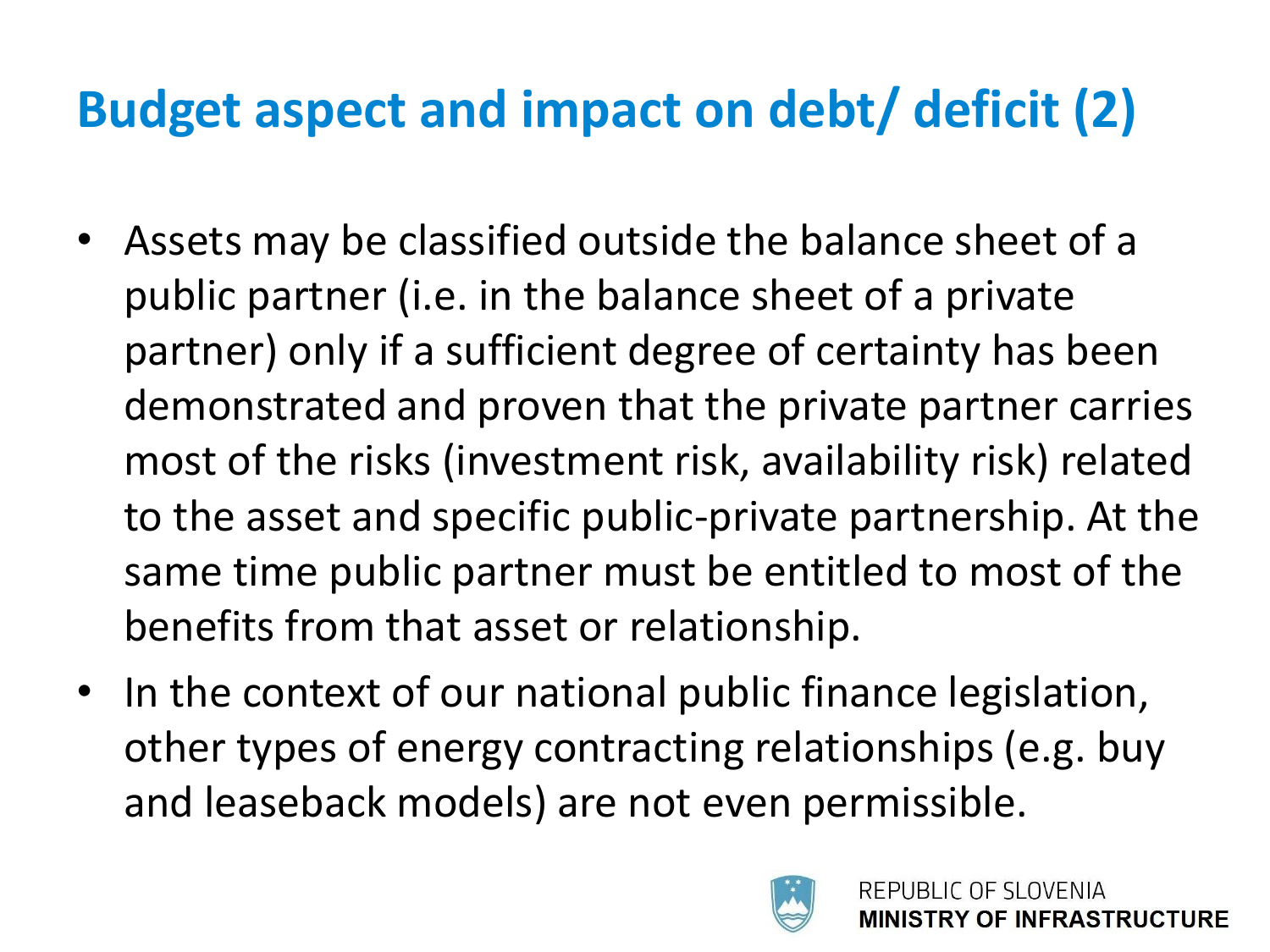# Budget aspect and impact on debt/ deficit (2)

- Assets may be classified outside the balance sheet of a public partner (i.e. in the balance sheet of a private partner) only if a sufficient degree of certainty has been demonstrated and proven that the private partner carries most of the risks (investment risk, availability risk) related to the asset and specific public-private partnership. At the same time public partner must be entitled to most of the benefits from that asset or relationship.
- In the context of our national public finance legislation, other types of energy contracting relationships (e.g. buy and leaseback models) are not even permissible.

REPUBLIC OF SLOVENIA
**MINISTRY OF INFRASTRUCTURE**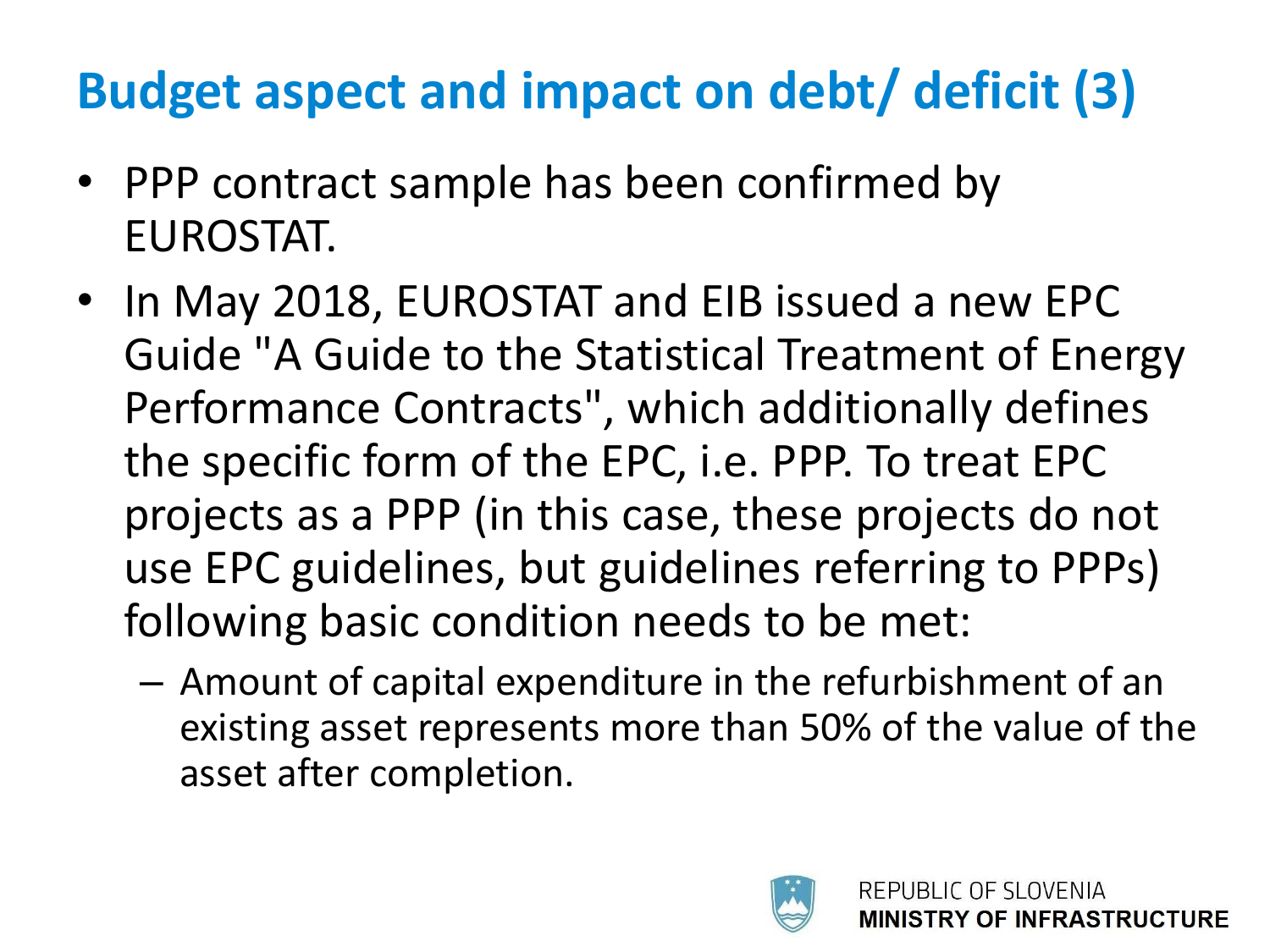# Budget aspect and impact on debt/ deficit (3)

- PPP contract sample has been confirmed by EUROSTAT.
- In May 2018, EUROSTAT and EIB issued a new EPC Guide "A Guide to the Statistical Treatment of Energy Performance Contracts", which additionally defines the specific form of the EPC, i.e. PPP. To treat EPC projects as a PPP (in this case, these projects do not use EPC guidelines, but guidelines referring to PPPs) following basic condition needs to be met:
  - Amount of capital expenditure in the refurbishment of an existing asset represents more than 50% of the value of the asset after completion.

REPUBLIC OF SLOVENIA
**MINISTRY OF INFRASTRUCTURE**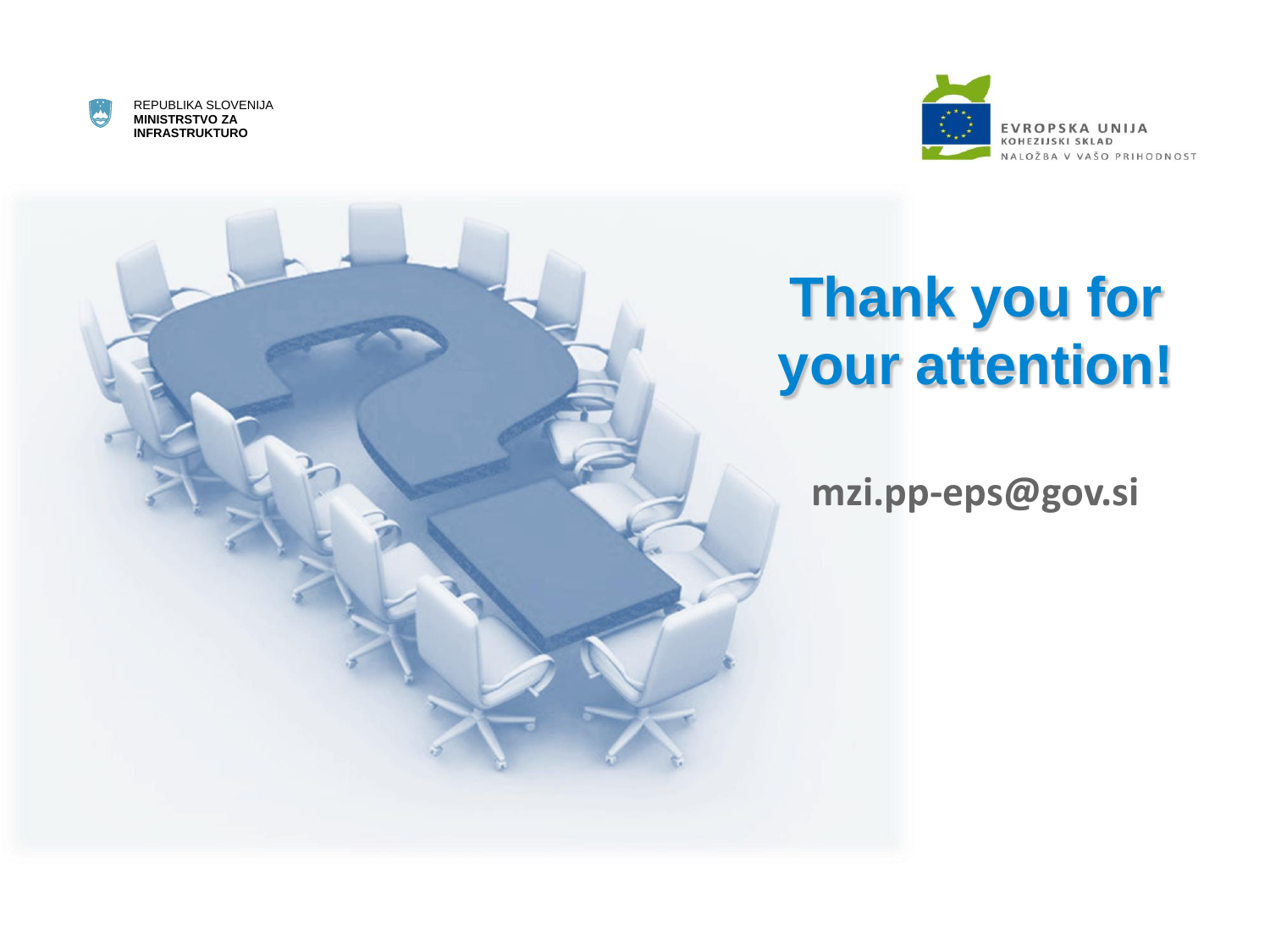REPUBLIKA SLOVENIJA
**MINISTRSTVO ZA INFRASTRUKTURO**

EVROPSKA UNIJA
KOHEZIJSKI SKLAD
NALOŽBA V VAŠO PRIHODNOST

# Thank you for your attention!

**mzi.pp-eps@gov.si**